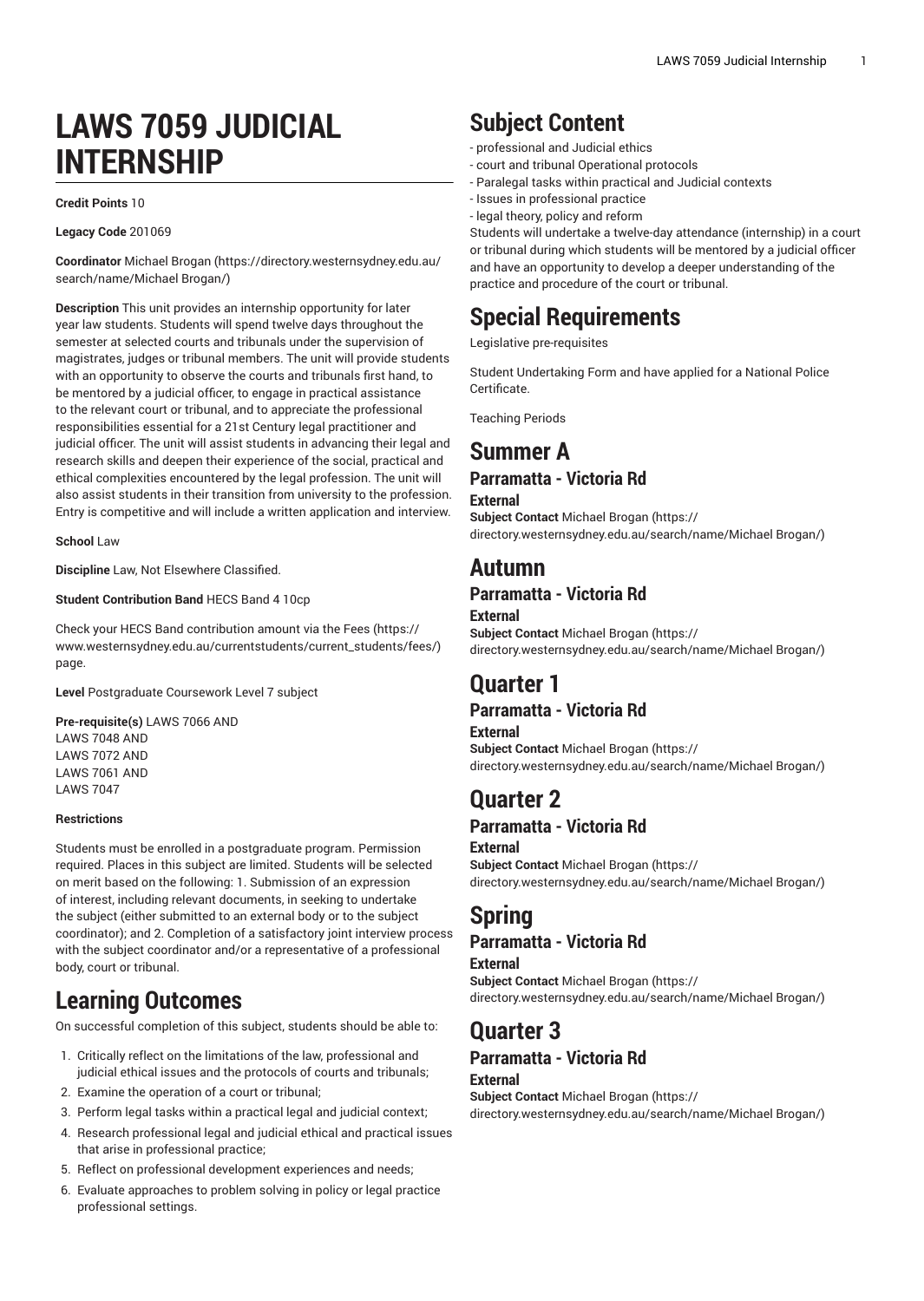# LAWS 7059 JUDICIAL INTERNSHIP

**Credit Points** 10

**Legacy Code** 201069

**Coordinator** Michael Brogan (https://directory.westernsydney.edu.au/search/name/Michael Brogan/)

**Description** This unit provides an internship opportunity for later year law students. Students will spend twelve days throughout the semester at selected courts and tribunals under the supervision of magistrates, judges or tribunal members. The unit will provide students with an opportunity to observe the courts and tribunals first hand, to be mentored by a judicial officer, to engage in practical assistance to the relevant court or tribunal, and to appreciate the professional responsibilities essential for a 21st Century legal practitioner and judicial officer. The unit will assist students in advancing their legal and research skills and deepen their experience of the social, practical and ethical complexities encountered by the legal profession. The unit will also assist students in their transition from university to the profession. Entry is competitive and will include a written application and interview.

**School** Law

**Discipline** Law, Not Elsewhere Classified.

**Student Contribution Band** HECS Band 4 10cp

Check your HECS Band contribution amount via the Fees (https://www.westernsydney.edu.au/currentstudents/current_students/fees/) page.

**Level** Postgraduate Coursework Level 7 subject

**Pre-requisite(s)** LAWS 7066 AND
LAWS 7048 AND
LAWS 7072 AND
LAWS 7061 AND
LAWS 7047

**Restrictions**

Students must be enrolled in a postgraduate program. Permission required. Places in this subject are limited. Students will be selected on merit based on the following: 1. Submission of an expression of interest, including relevant documents, in seeking to undertake the subject (either submitted to an external body or to the subject coordinator); and 2. Completion of a satisfactory joint interview process with the subject coordinator and/or a representative of a professional body, court or tribunal.

## Learning Outcomes

On successful completion of this subject, students should be able to:

1. Critically reflect on the limitations of the law, professional and judicial ethical issues and the protocols of courts and tribunals;
2. Examine the operation of a court or tribunal;
3. Perform legal tasks within a practical legal and judicial context;
4. Research professional legal and judicial ethical and practical issues that arise in professional practice;
5. Reflect on professional development experiences and needs;
6. Evaluate approaches to problem solving in policy or legal practice professional settings.

## Subject Content

- professional and Judicial ethics
- court and tribunal Operational protocols
- Paralegal tasks within practical and Judicial contexts
- Issues in professional practice
- legal theory, policy and reform

Students will undertake a twelve-day attendance (internship) in a court or tribunal during which students will be mentored by a judicial officer and have an opportunity to develop a deeper understanding of the practice and procedure of the court or tribunal.

## Special Requirements

Legislative pre-requisites

Student Undertaking Form and have applied for a National Police Certificate.

Teaching Periods

## Summer A

### Parramatta - Victoria Rd

**External**

**Subject Contact** Michael Brogan (https://directory.westernsydney.edu.au/search/name/Michael Brogan/)

## Autumn

### Parramatta - Victoria Rd

**External**

**Subject Contact** Michael Brogan (https://directory.westernsydney.edu.au/search/name/Michael Brogan/)

## Quarter 1

### Parramatta - Victoria Rd

**External**

**Subject Contact** Michael Brogan (https://directory.westernsydney.edu.au/search/name/Michael Brogan/)

## Quarter 2

### Parramatta - Victoria Rd

**External**

**Subject Contact** Michael Brogan (https://directory.westernsydney.edu.au/search/name/Michael Brogan/)

## Spring

### Parramatta - Victoria Rd

**External**

**Subject Contact** Michael Brogan (https://directory.westernsydney.edu.au/search/name/Michael Brogan/)

## Quarter 3

### Parramatta - Victoria Rd

**External**

**Subject Contact** Michael Brogan (https://directory.westernsydney.edu.au/search/name/Michael Brogan/)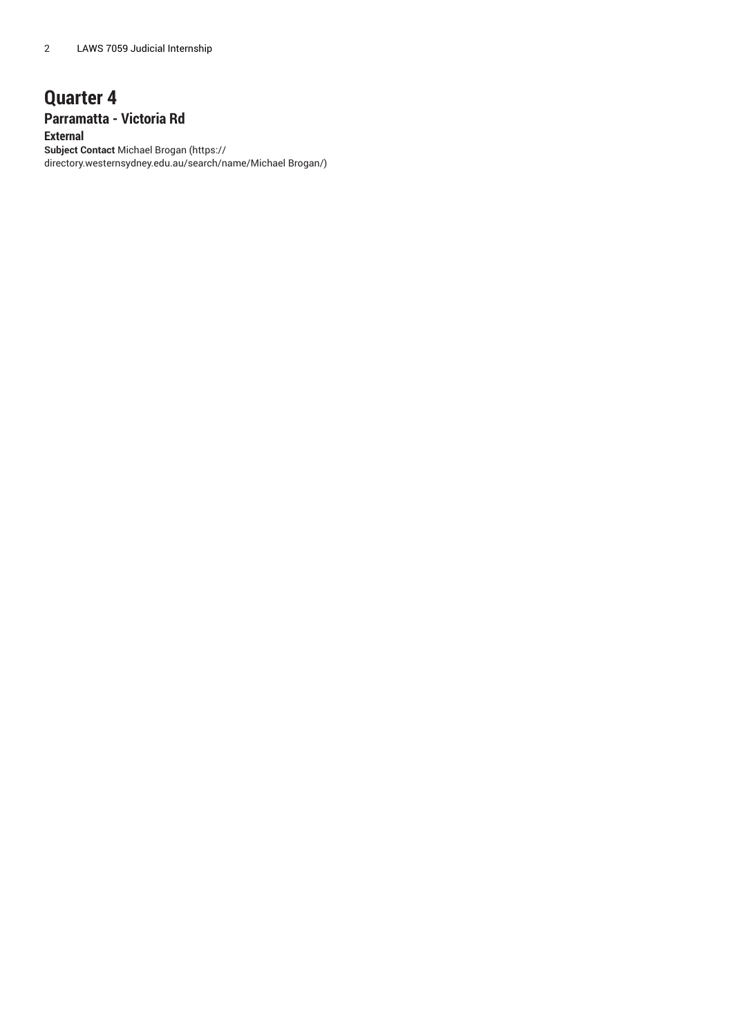# Quarter 4

## Parramatta - Victoria Rd

### External

**Subject Contact** Michael Brogan (https://directory.westernsydney.edu.au/search/name/Michael Brogan/)